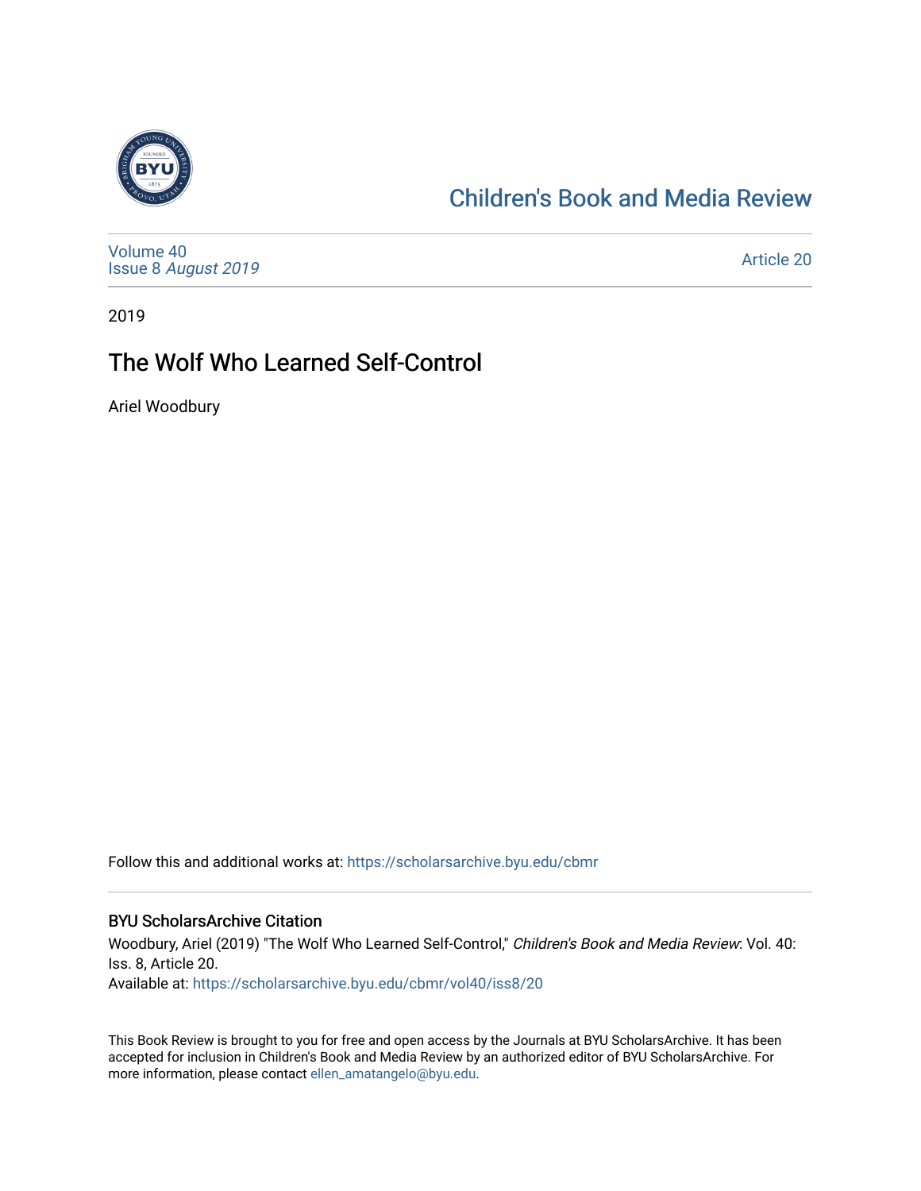# Children's Book and Media Review

Volume 40
Issue 8 *August 2019*

Article 20

2019

## The Wolf Who Learned Self-Control

Ariel Woodbury

Follow this and additional works at: https://scholarsarchive.byu.edu/cbmr

### BYU ScholarsArchive Citation

Woodbury, Ariel (2019) "The Wolf Who Learned Self-Control," *Children's Book and Media Review*: Vol. 40: Iss. 8, Article 20.
Available at: https://scholarsarchive.byu.edu/cbmr/vol40/iss8/20

This Book Review is brought to you for free and open access by the Journals at BYU ScholarsArchive. It has been accepted for inclusion in Children's Book and Media Review by an authorized editor of BYU ScholarsArchive. For more information, please contact ellen_amatangelo@byu.edu.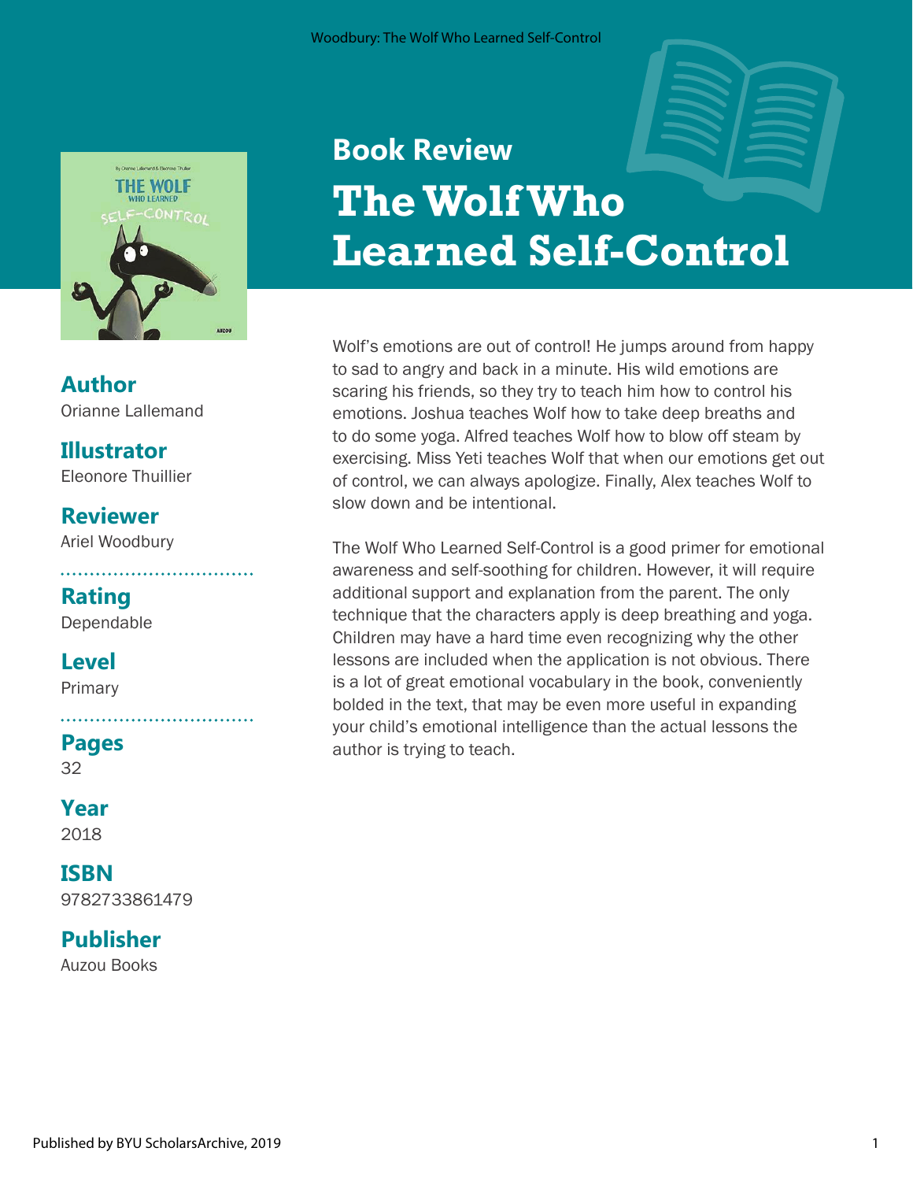## Book Review

# The Wolf Who Learned Self-Control

**Author**
Orianne Lallemand

**Illustrator**
Eleonore Thuillier

**Reviewer**
Ariel Woodbury

**Rating**
Dependable

**Level**
Primary

**Pages**
32

**Year**
2018

**ISBN**
9782733861479

**Publisher**
Auzou Books

Wolf's emotions are out of control! He jumps around from happy to sad to angry and back in a minute. His wild emotions are scaring his friends, so they try to teach him how to control his emotions. Joshua teaches Wolf how to take deep breaths and to do some yoga. Alfred teaches Wolf how to blow off steam by exercising. Miss Yeti teaches Wolf that when our emotions get out of control, we can always apologize. Finally, Alex teaches Wolf to slow down and be intentional.

The Wolf Who Learned Self-Control is a good primer for emotional awareness and self-soothing for children. However, it will require additional support and explanation from the parent. The only technique that the characters apply is deep breathing and yoga. Children may have a hard time even recognizing why the other lessons are included when the application is not obvious. There is a lot of great emotional vocabulary in the book, conveniently bolded in the text, that may be even more useful in expanding your child's emotional intelligence than the actual lessons the author is trying to teach.